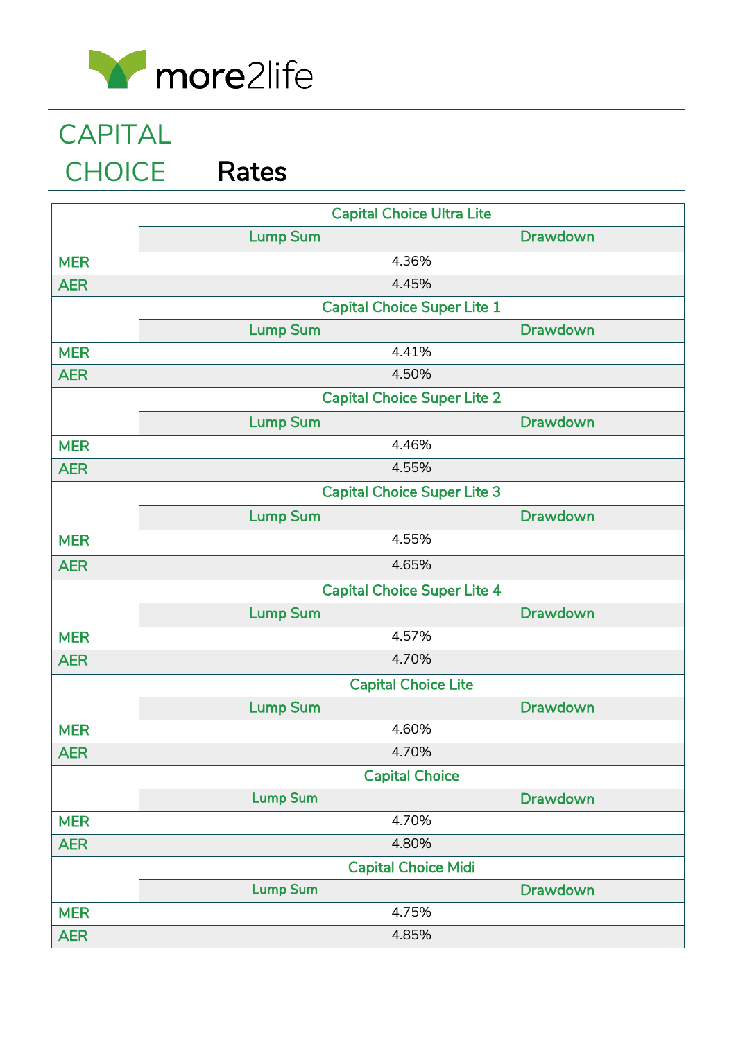more2life

# CAPITAL CHOICE

## Rates

| | Capital Choice Ultra Lite | |
|---|---|---|
| | Lump Sum | Drawdown |
| MER | 4.36% | |
| AER | 4.45% | |
| | Capital Choice Super Lite 1 | |
| | Lump Sum | Drawdown |
| MER | 4.41% | |
| AER | 4.50% | |
| | Capital Choice Super Lite 2 | |
| | Lump Sum | Drawdown |
| MER | 4.46% | |
| AER | 4.55% | |
| | Capital Choice Super Lite 3 | |
| | Lump Sum | Drawdown |
| MER | 4.55% | |
| AER | 4.65% | |
| | Capital Choice Super Lite 4 | |
| | Lump Sum | Drawdown |
| MER | 4.57% | |
| AER | 4.70% | |
| | Capital Choice Lite | |
| | Lump Sum | Drawdown |
| MER | 4.60% | |
| AER | 4.70% | |
| | Capital Choice | |
| | Lump Sum | Drawdown |
| MER | 4.70% | |
| AER | 4.80% | |
| | Capital Choice Midi | |
| | Lump Sum | Drawdown |
| MER | 4.75% | |
| AER | 4.85% | |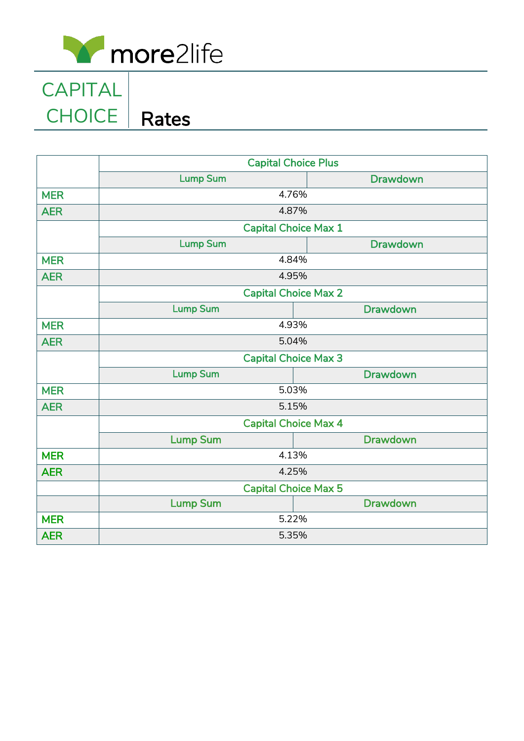more2life

# CAPITAL CHOICE

## Rates

| | Capital Choice Plus | |
|---|---|---|
| | Lump Sum | Drawdown |
| MER | 4.76% | |
| AER | 4.87% | |
| | Capital Choice Max 1 | |
| | Lump Sum | Drawdown |
| MER | 4.84% | |
| AER | 4.95% | |
| | Capital Choice Max 2 | |
| | Lump Sum | Drawdown |
| MER | 4.93% | |
| AER | 5.04% | |
| | Capital Choice Max 3 | |
| | Lump Sum | Drawdown |
| MER | 5.03% | |
| AER | 5.15% | |
| | Capital Choice Max 4 | |
| | Lump Sum | Drawdown |
| MER | 4.13% | |
| AER | 4.25% | |
| | Capital Choice Max 5 | |
| | Lump Sum | Drawdown |
| MER | 5.22% | |
| AER | 5.35% | |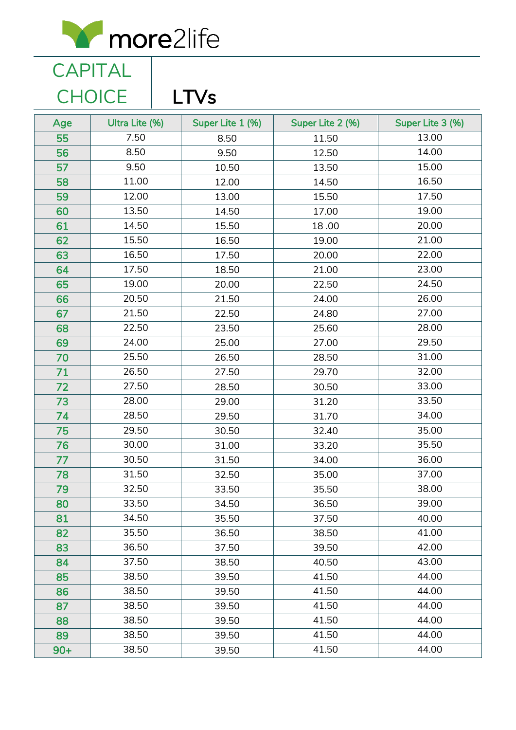more2life

# CAPITAL CHOICE

## LTVs

| Age | Ultra Lite (%) | Super Lite 1 (%) | Super Lite 2 (%) | Super Lite 3 (%) |
|---|---|---|---|---|
| 55 | 7.50 | 8.50 | 11.50 | 13.00 |
| 56 | 8.50 | 9.50 | 12.50 | 14.00 |
| 57 | 9.50 | 10.50 | 13.50 | 15.00 |
| 58 | 11.00 | 12.00 | 14.50 | 16.50 |
| 59 | 12.00 | 13.00 | 15.50 | 17.50 |
| 60 | 13.50 | 14.50 | 17.00 | 19.00 |
| 61 | 14.50 | 15.50 | 18 .00 | 20.00 |
| 62 | 15.50 | 16.50 | 19.00 | 21.00 |
| 63 | 16.50 | 17.50 | 20.00 | 22.00 |
| 64 | 17.50 | 18.50 | 21.00 | 23.00 |
| 65 | 19.00 | 20.00 | 22.50 | 24.50 |
| 66 | 20.50 | 21.50 | 24.00 | 26.00 |
| 67 | 21.50 | 22.50 | 24.80 | 27.00 |
| 68 | 22.50 | 23.50 | 25.60 | 28.00 |
| 69 | 24.00 | 25.00 | 27.00 | 29.50 |
| 70 | 25.50 | 26.50 | 28.50 | 31.00 |
| 71 | 26.50 | 27.50 | 29.70 | 32.00 |
| 72 | 27.50 | 28.50 | 30.50 | 33.00 |
| 73 | 28.00 | 29.00 | 31.20 | 33.50 |
| 74 | 28.50 | 29.50 | 31.70 | 34.00 |
| 75 | 29.50 | 30.50 | 32.40 | 35.00 |
| 76 | 30.00 | 31.00 | 33.20 | 35.50 |
| 77 | 30.50 | 31.50 | 34.00 | 36.00 |
| 78 | 31.50 | 32.50 | 35.00 | 37.00 |
| 79 | 32.50 | 33.50 | 35.50 | 38.00 |
| 80 | 33.50 | 34.50 | 36.50 | 39.00 |
| 81 | 34.50 | 35.50 | 37.50 | 40.00 |
| 82 | 35.50 | 36.50 | 38.50 | 41.00 |
| 83 | 36.50 | 37.50 | 39.50 | 42.00 |
| 84 | 37.50 | 38.50 | 40.50 | 43.00 |
| 85 | 38.50 | 39.50 | 41.50 | 44.00 |
| 86 | 38.50 | 39.50 | 41.50 | 44.00 |
| 87 | 38.50 | 39.50 | 41.50 | 44.00 |
| 88 | 38.50 | 39.50 | 41.50 | 44.00 |
| 89 | 38.50 | 39.50 | 41.50 | 44.00 |
| 90+ | 38.50 | 39.50 | 41.50 | 44.00 |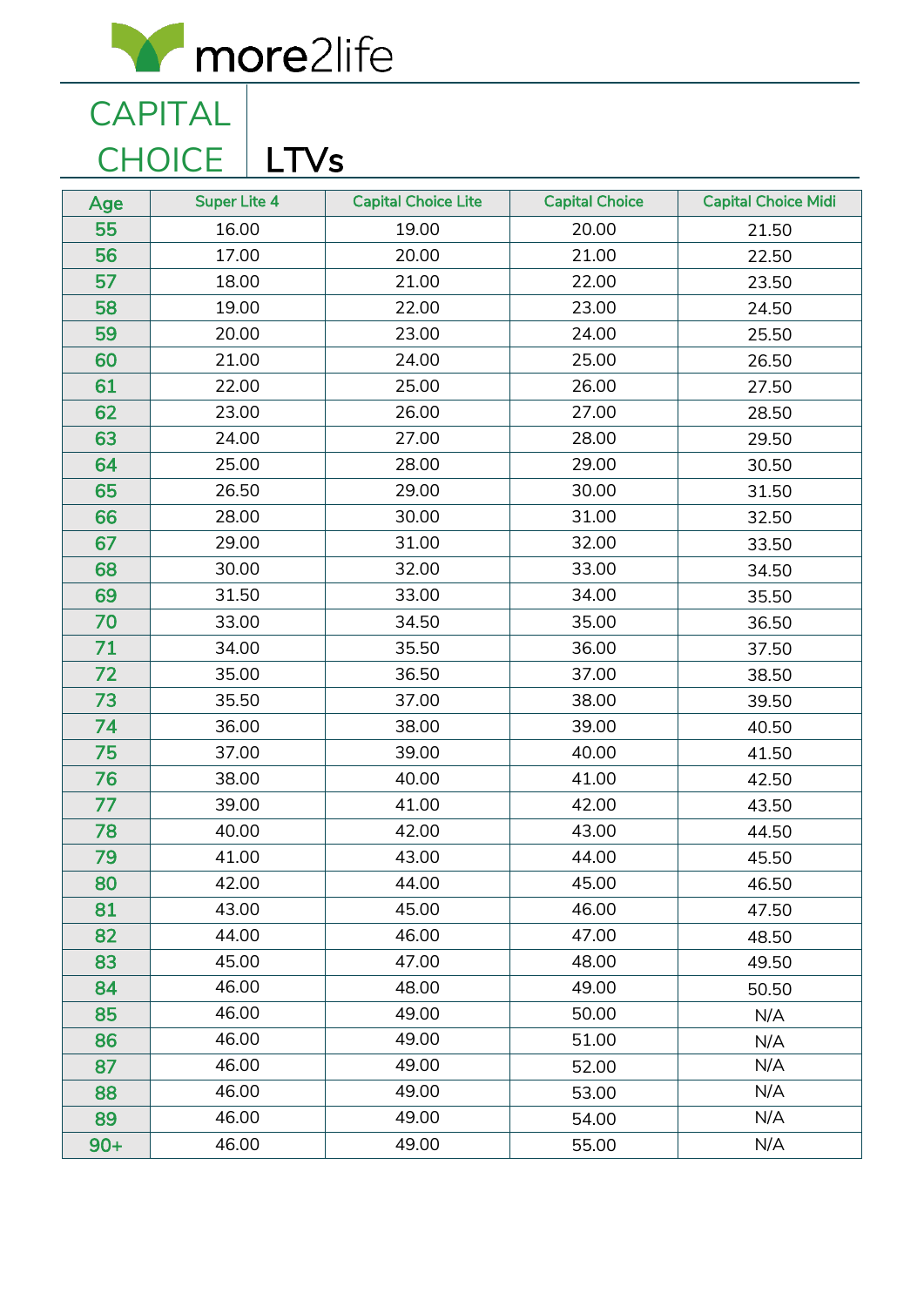more2life

# CAPITAL CHOICE | LTVs

| Age | Super Lite 4 | Capital Choice Lite | Capital Choice | Capital Choice Midi |
|---|---|---|---|---|
| 55 | 16.00 | 19.00 | 20.00 | 21.50 |
| 56 | 17.00 | 20.00 | 21.00 | 22.50 |
| 57 | 18.00 | 21.00 | 22.00 | 23.50 |
| 58 | 19.00 | 22.00 | 23.00 | 24.50 |
| 59 | 20.00 | 23.00 | 24.00 | 25.50 |
| 60 | 21.00 | 24.00 | 25.00 | 26.50 |
| 61 | 22.00 | 25.00 | 26.00 | 27.50 |
| 62 | 23.00 | 26.00 | 27.00 | 28.50 |
| 63 | 24.00 | 27.00 | 28.00 | 29.50 |
| 64 | 25.00 | 28.00 | 29.00 | 30.50 |
| 65 | 26.50 | 29.00 | 30.00 | 31.50 |
| 66 | 28.00 | 30.00 | 31.00 | 32.50 |
| 67 | 29.00 | 31.00 | 32.00 | 33.50 |
| 68 | 30.00 | 32.00 | 33.00 | 34.50 |
| 69 | 31.50 | 33.00 | 34.00 | 35.50 |
| 70 | 33.00 | 34.50 | 35.00 | 36.50 |
| 71 | 34.00 | 35.50 | 36.00 | 37.50 |
| 72 | 35.00 | 36.50 | 37.00 | 38.50 |
| 73 | 35.50 | 37.00 | 38.00 | 39.50 |
| 74 | 36.00 | 38.00 | 39.00 | 40.50 |
| 75 | 37.00 | 39.00 | 40.00 | 41.50 |
| 76 | 38.00 | 40.00 | 41.00 | 42.50 |
| 77 | 39.00 | 41.00 | 42.00 | 43.50 |
| 78 | 40.00 | 42.00 | 43.00 | 44.50 |
| 79 | 41.00 | 43.00 | 44.00 | 45.50 |
| 80 | 42.00 | 44.00 | 45.00 | 46.50 |
| 81 | 43.00 | 45.00 | 46.00 | 47.50 |
| 82 | 44.00 | 46.00 | 47.00 | 48.50 |
| 83 | 45.00 | 47.00 | 48.00 | 49.50 |
| 84 | 46.00 | 48.00 | 49.00 | 50.50 |
| 85 | 46.00 | 49.00 | 50.00 | N/A |
| 86 | 46.00 | 49.00 | 51.00 | N/A |
| 87 | 46.00 | 49.00 | 52.00 | N/A |
| 88 | 46.00 | 49.00 | 53.00 | N/A |
| 89 | 46.00 | 49.00 | 54.00 | N/A |
| 90+ | 46.00 | 49.00 | 55.00 | N/A |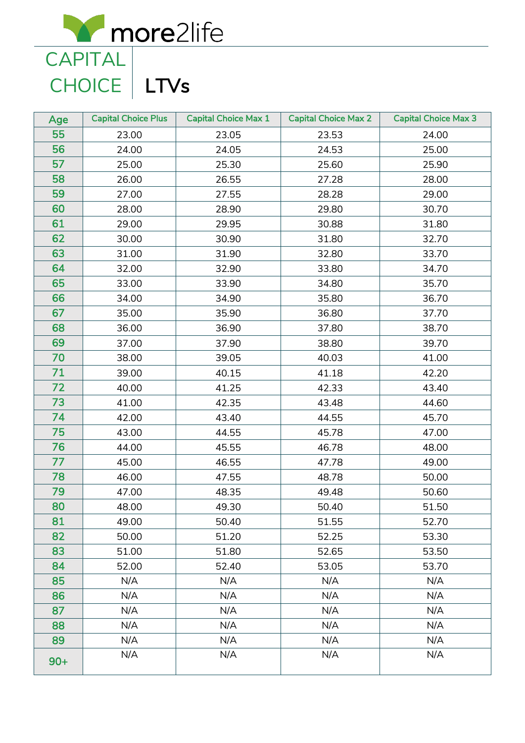more2life

# CAPITAL CHOICE LTVs

| Age | Capital Choice Plus | Capital Choice Max 1 | Capital Choice Max 2 | Capital Choice Max 3 |
|---|---|---|---|---|
| 55 | 23.00 | 23.05 | 23.53 | 24.00 |
| 56 | 24.00 | 24.05 | 24.53 | 25.00 |
| 57 | 25.00 | 25.30 | 25.60 | 25.90 |
| 58 | 26.00 | 26.55 | 27.28 | 28.00 |
| 59 | 27.00 | 27.55 | 28.28 | 29.00 |
| 60 | 28.00 | 28.90 | 29.80 | 30.70 |
| 61 | 29.00 | 29.95 | 30.88 | 31.80 |
| 62 | 30.00 | 30.90 | 31.80 | 32.70 |
| 63 | 31.00 | 31.90 | 32.80 | 33.70 |
| 64 | 32.00 | 32.90 | 33.80 | 34.70 |
| 65 | 33.00 | 33.90 | 34.80 | 35.70 |
| 66 | 34.00 | 34.90 | 35.80 | 36.70 |
| 67 | 35.00 | 35.90 | 36.80 | 37.70 |
| 68 | 36.00 | 36.90 | 37.80 | 38.70 |
| 69 | 37.00 | 37.90 | 38.80 | 39.70 |
| 70 | 38.00 | 39.05 | 40.03 | 41.00 |
| 71 | 39.00 | 40.15 | 41.18 | 42.20 |
| 72 | 40.00 | 41.25 | 42.33 | 43.40 |
| 73 | 41.00 | 42.35 | 43.48 | 44.60 |
| 74 | 42.00 | 43.40 | 44.55 | 45.70 |
| 75 | 43.00 | 44.55 | 45.78 | 47.00 |
| 76 | 44.00 | 45.55 | 46.78 | 48.00 |
| 77 | 45.00 | 46.55 | 47.78 | 49.00 |
| 78 | 46.00 | 47.55 | 48.78 | 50.00 |
| 79 | 47.00 | 48.35 | 49.48 | 50.60 |
| 80 | 48.00 | 49.30 | 50.40 | 51.50 |
| 81 | 49.00 | 50.40 | 51.55 | 52.70 |
| 82 | 50.00 | 51.20 | 52.25 | 53.30 |
| 83 | 51.00 | 51.80 | 52.65 | 53.50 |
| 84 | 52.00 | 52.40 | 53.05 | 53.70 |
| 85 | N/A | N/A | N/A | N/A |
| 86 | N/A | N/A | N/A | N/A |
| 87 | N/A | N/A | N/A | N/A |
| 88 | N/A | N/A | N/A | N/A |
| 89 | N/A | N/A | N/A | N/A |
| 90+ | N/A | N/A | N/A | N/A |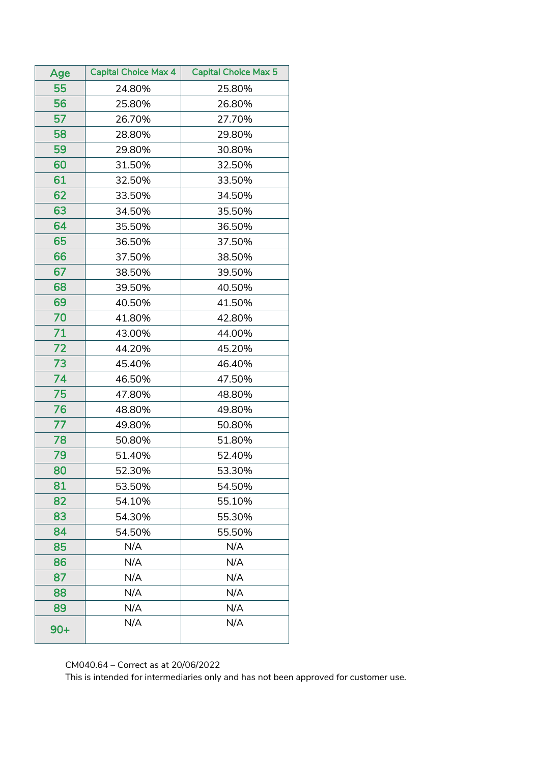| Age | Capital Choice Max 4 | Capital Choice Max 5 |
| --- | --- | --- |
| 55 | 24.80% | 25.80% |
| 56 | 25.80% | 26.80% |
| 57 | 26.70% | 27.70% |
| 58 | 28.80% | 29.80% |
| 59 | 29.80% | 30.80% |
| 60 | 31.50% | 32.50% |
| 61 | 32.50% | 33.50% |
| 62 | 33.50% | 34.50% |
| 63 | 34.50% | 35.50% |
| 64 | 35.50% | 36.50% |
| 65 | 36.50% | 37.50% |
| 66 | 37.50% | 38.50% |
| 67 | 38.50% | 39.50% |
| 68 | 39.50% | 40.50% |
| 69 | 40.50% | 41.50% |
| 70 | 41.80% | 42.80% |
| 71 | 43.00% | 44.00% |
| 72 | 44.20% | 45.20% |
| 73 | 45.40% | 46.40% |
| 74 | 46.50% | 47.50% |
| 75 | 47.80% | 48.80% |
| 76 | 48.80% | 49.80% |
| 77 | 49.80% | 50.80% |
| 78 | 50.80% | 51.80% |
| 79 | 51.40% | 52.40% |
| 80 | 52.30% | 53.30% |
| 81 | 53.50% | 54.50% |
| 82 | 54.10% | 55.10% |
| 83 | 54.30% | 55.30% |
| 84 | 54.50% | 55.50% |
| 85 | N/A | N/A |
| 86 | N/A | N/A |
| 87 | N/A | N/A |
| 88 | N/A | N/A |
| 89 | N/A | N/A |
| 90+ | N/A | N/A |

CM040.64 – Correct as at 20/06/2022

This is intended for intermediaries only and has not been approved for customer use.